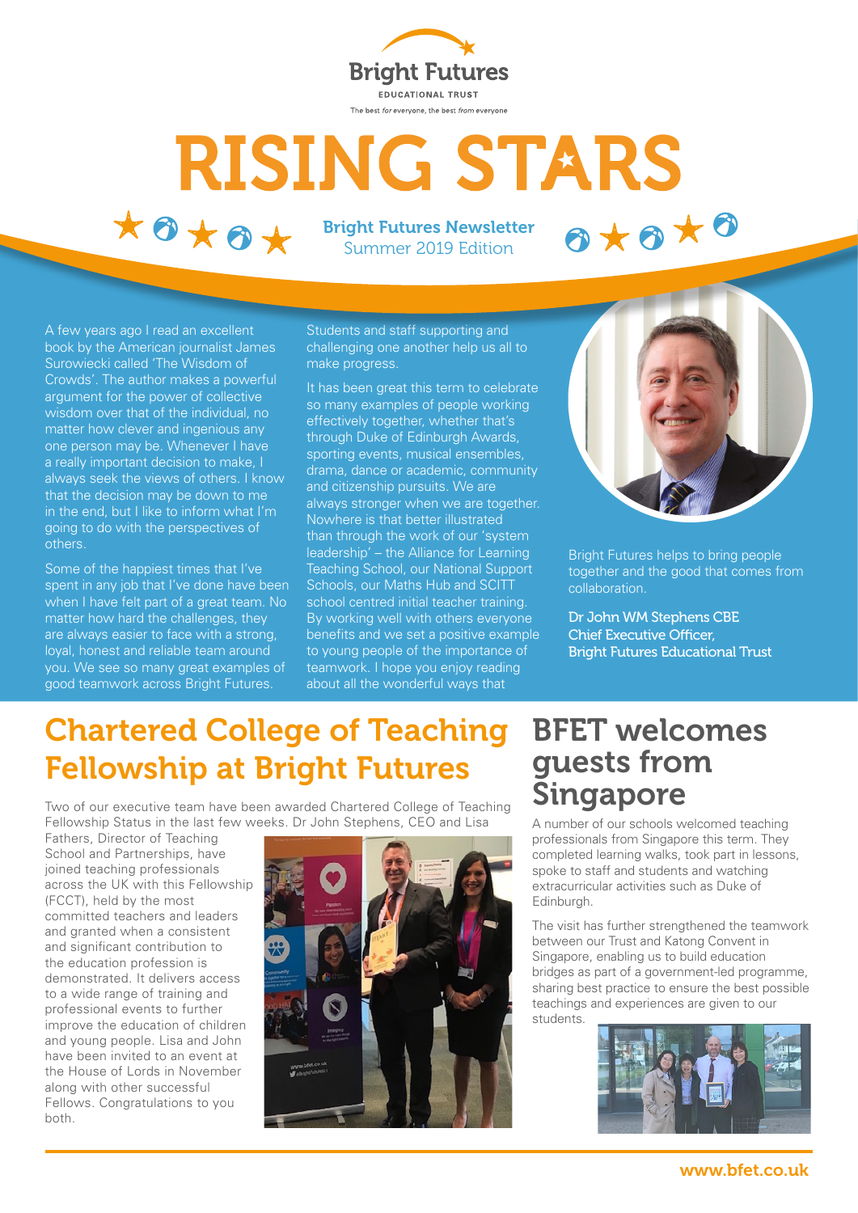Bright Futures

EDUCATIONAL TRUST

The best *for* everyone, the best *from* everyone

# RISING STARS

**Bright Futures Newsletter**
Summer 2019 Edition

A few years ago I read an excellent book by the American journalist James Surowiecki called 'The Wisdom of Crowds'. The author makes a powerful argument for the power of collective wisdom over that of the individual, no matter how clever and ingenious any one person may be. Whenever I have a really important decision to make, I always seek the views of others. I know that the decision may be down to me in the end, but I like to inform what I'm going to do with the perspectives of others.

Some of the happiest times that I've spent in any job that I've done have been when I have felt part of a great team. No matter how hard the challenges, they are always easier to face with a strong, loyal, honest and reliable team around you. We see so many great examples of good teamwork across Bright Futures. Students and staff supporting and challenging one another help us all to make progress.

It has been great this term to celebrate so many examples of people working effectively together, whether that's through Duke of Edinburgh Awards, sporting events, musical ensembles, drama, dance or academic, community and citizenship pursuits. We are always stronger when we are together. Nowhere is that better illustrated than through the work of our 'system leadership' – the Alliance for Learning Teaching School, our National Support Schools, our Maths Hub and SCITT school centred initial teacher training. By working well with others everyone benefits and we set a positive example to young people of the importance of teamwork. I hope you enjoy reading about all the wonderful ways that Bright Futures helps to bring people together and the good that comes from collaboration.

**Dr John WM Stephens CBE**
**Chief Executive Officer,**
**Bright Futures Educational Trust**

## Chartered College of Teaching Fellowship at Bright Futures

Two of our executive team have been awarded Chartered College of Teaching Fellowship Status in the last few weeks. Dr John Stephens, CEO and Lisa Fathers, Director of Teaching School and Partnerships, have joined teaching professionals across the UK with this Fellowship (FCCT), held by the most committed teachers and leaders and granted when a consistent and significant contribution to the education profession is demonstrated. It delivers access to a wide range of training and professional events to further improve the education of children and young people. Lisa and John have been invited to an event at the House of Lords in November along with other successful Fellows. Congratulations to you both.

## BFET welcomes guests from Singapore

A number of our schools welcomed teaching professionals from Singapore this term. They completed learning walks, took part in lessons, spoke to staff and students and watching extracurricular activities such as Duke of Edinburgh.

The visit has further strengthened the teamwork between our Trust and Katong Convent in Singapore, enabling us to build education bridges as part of a government-led programme, sharing best practice to ensure the best possible teachings and experiences are given to our students.

www.bfet.co.uk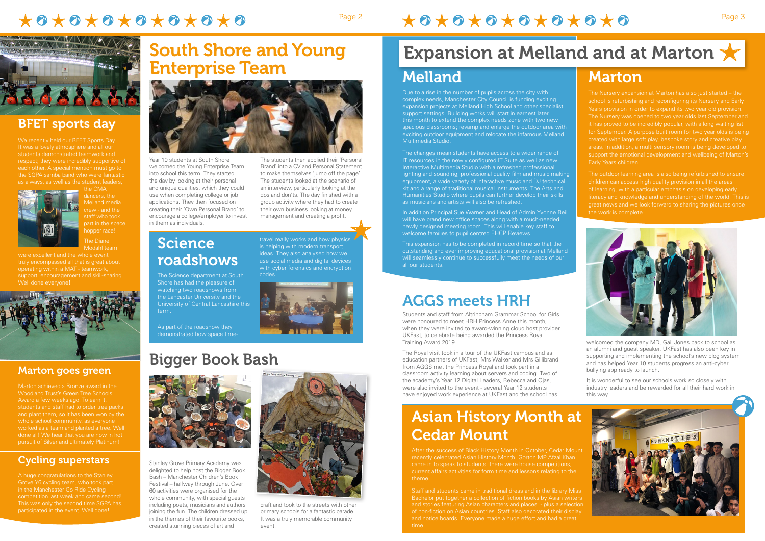## BFET sports day

We recently held our BFET Sports Day. It was a lovely atmosphere and all our students demonstrated teamwork and respect; they were incredibly supportive of each other. A special mention must go to the SGPA samba band who were fantastic as always, as well as the student leaders, the CMA dancers, the Melland media crew - and the staff who took part in the space hopper race!

The Diane Modahl team were excellent and the whole event truly encompassed all that is great about operating within a MAT - teamwork, support, encouragement and skill-sharing. Well done everyone!

## Marton goes green

Marton achieved a Bronze award in the Woodland Trust's Green Tree Schools Award a few weeks ago. To earn it, students and staff had to order tree packs and plant them, so it has been won by the whole school community, as everyone worked as a team and planted a tree. Well done all! We hear that you are now in hot pursuit of Silver and ultimately Platinum!

## Cycling superstars

A huge congratulations to the Stanley Grove Y6 cycling team, who took part in the Manchester Go Ride Cycling competition last week and came second! This was only the second time SGPA has participated in the event. Well done!

# South Shore and Young Enterprise Team

Year 10 students at South Shore welcomed the Young Enterprise Team into school this term. They started the day by looking at their personal and unique qualities, which they could use when completing college or job applications. They then focused on creating their 'Own Personal Brand' to encourage a college/employer to invest in them as individuals.

The students then applied their 'Personal Brand' into a CV and Personal Statement to make themselves 'jump off the page'. The students looked at the scenario of an interview, particularly looking at the dos and don'ts. The day finished with a group activity where they had to create their own business looking at money management and creating a profit.

## Science roadshows

The Science department at South Shore has had the pleasure of watching two roadshows from the Lancaster University and the University of Central Lancashire this term.

As part of the roadshow they demonstrated how space time-travel really works and how physics is helping with modern transport ideas. They also analysed how we use social media and digital devices with cyber forensics and encryption codes.

## Bigger Book Bash

Stanley Grove Primary Academy was delighted to help host the Bigger Book Bash – Manchester Children's Book Festival – halfway through June. Over 60 activities were organised for the whole community, with special guests including poets, musicians and authors joining the fun. The children dressed up in the themes of their favourite books, created stunning pieces of art and craft and took to the streets with other primary schools for a fantastic parade. It was a truly memorable community event.

# Expansion at Melland and at Marton

## Melland

Due to a rise in the number of pupils across the city with complex needs, Manchester City Council is funding exciting expansion projects at Melland High School and other specialist support settings. Building works will start in earnest later this month to extend the complex needs zone with two new spacious classrooms; revamp and enlarge the outdoor area with exciting outdoor equipment and relocate the infamous Melland Multimedia Studio.

The changes mean students have access to a wider range of IT resources in the newly configured IT Suite as well as new Interactive Multimedia Studio with a refreshed professional lighting and sound rig, professional quality film and music making equipment, a wide variety of interactive music and DJ technical kit and a range of traditional musical instruments. The Arts and Humanities Studio where pupils can further develop their skills as musicians and artists will also be refreshed.

In addition Principal Sue Warner and Head of Admin Yvonne Reil will have brand new office spaces along with a much-needed newly designed meeting room. This will enable key staff to welcome families to pupil centred EHCP Reviews.

This expansion has to be completed in record time so that the outstanding and ever improving educational provision at Melland will seamlessly continue to successfully meet the needs of our all our students.

## Marton

The Nursery expansion at Marton has also just started – the school is refurbishing and reconfiguring its Nursery and Early Years provision in order to expand its two year old provision. The Nursery was opened to two year olds last September and it has proved to be incredibly popular, with a long waiting list for September. A purpose built room for two year olds is being created with large soft play, bespoke story and creative play areas. In addition, a multi sensory room is being developed to support the emotional development and wellbeing of Marton's Early Years children.

The outdoor learning area is also being refurbished to ensure children can access high quality provision in all the areas of learning, with a particular emphasis on developing early literacy and knowledge and understanding of the world. This is great news and we look forward to sharing the pictures once the work is complete.

## AGGS meets HRH

Students and staff from Altrincham Grammar School for Girls were honoured to meet HRH Princess Anne this month, when they were invited to award-winning cloud host provider UKFast, to celebrate being awarded the Princess Royal Training Award 2019.

The Royal visit took in a tour of the UKFast campus and as education partners of UKFast, Mrs Walker and Mrs Gillibrand from AGGS met the Princess Royal and took part in a classroom activity learning about servers and coding. Two of the academy's Year 12 Digital Leaders, Rebecca and Ojas, were also invited to the event - several Year 12 students have enjoyed work experience at UKFast and the school has welcomed the company MD, Gail Jones back to school as an alumni and guest speaker. UKFast has also been key in supporting and implementing the school's new blog system and has helped Year 10 students progress an anti-cyber bullying app ready to launch.

It is wonderful to see our schools work so closely with industry leaders and be rewarded for all their hard work in this way.

## Asian History Month at Cedar Mount

After the success of Black History Month in October, Cedar Mount recently celebrated Asian History Month. Gorton MP Afzal Khan came in to speak to students, there were house competitions, current affairs activities for form time and lessons relating to the theme.

Staff and students came in traditional dress and in the library Miss Bachelor put together a collection of fiction books by Asian writers and stories featuring Asian characters and places - plus a selection of non-fiction on Asian countries. Staff also decorated their display and notice boards. Everyone made a huge effort and had a great time.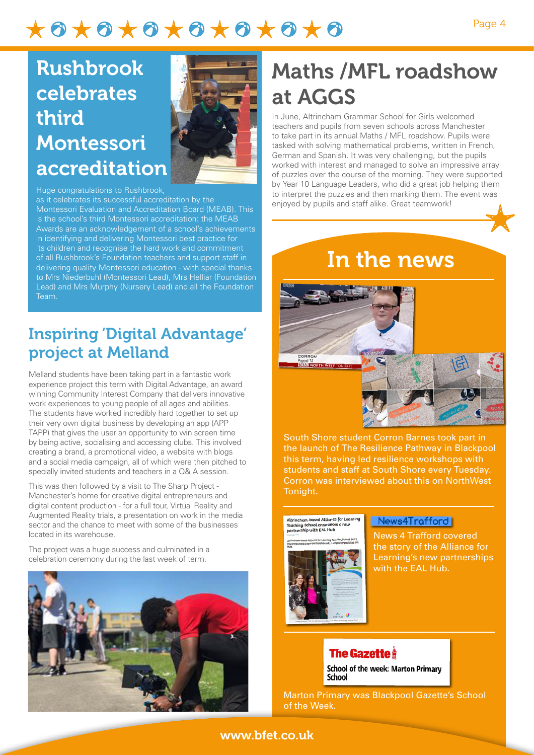## Rushbrook celebrates third Montessori accreditation

Huge congratulations to Rushbrook, as it celebrates its successful accreditation by the Montessori Evaluation and Accreditation Board (MEAB). This is the school's third Montessori accreditation: the MEAB Awards are an acknowledgement of a school's achievements in identifying and delivering Montessori best practice for its children and recognise the hard work and commitment of all Rushbrook's Foundation teachers and support staff in delivering quality Montessori education - with special thanks to Mrs Niederbuhl (Montessori Lead), Mrs Helliar (Foundation Lead) and Mrs Murphy (Nursery Lead) and all the Foundation Team.

## Inspiring 'Digital Advantage' project at Melland

Melland students have been taking part in a fantastic work experience project this term with Digital Advantage, an award winning Community Interest Company that delivers innovative work experiences to young people of all ages and abilities. The students have worked incredibly hard together to set up their very own digital business by developing an app (APP TAPP) that gives the user an opportunity to win screen time by being active, socialising and accessing clubs. This involved creating a brand, a promotional video, a website with blogs and a social media campaign, all of which were then pitched to specially invited students and teachers in a Q& A session.

This was then followed by a visit to The Sharp Project - Manchester's home for creative digital entrepreneurs and digital content production - for a full tour, Virtual Reality and Augmented Reality trials, a presentation on work in the media sector and the chance to meet with some of the businesses located in its warehouse.

The project was a huge success and culminated in a celebration ceremony during the last week of term.

## Maths /MFL roadshow at AGGS

In June, Altrincham Grammar School for Girls welcomed teachers and pupils from seven schools across Manchester to take part in its annual Maths / MFL roadshow. Pupils were tasked with solving mathematical problems, written in French, German and Spanish. It was very challenging, but the pupils worked with interest and managed to solve an impressive array of puzzles over the course of the morning. They were supported by Year 10 Language Leaders, who did a great job helping them to interpret the puzzles and then marking them. The event was enjoyed by pupils and staff alike. Great teamwork!

## In the news

South Shore student Corron Barnes took part in the launch of The Resilience Pathway in Blackpool this term, having led resilience workshops with students and staff at South Shore every Tuesday. Corron was interviewed about this on NorthWest Tonight.

News 4 Trafford covered the story of the Alliance for Learning's new partnerships with the EAL Hub.

Marton Primary was Blackpool Gazette's School of the Week.

www.bfet.co.uk